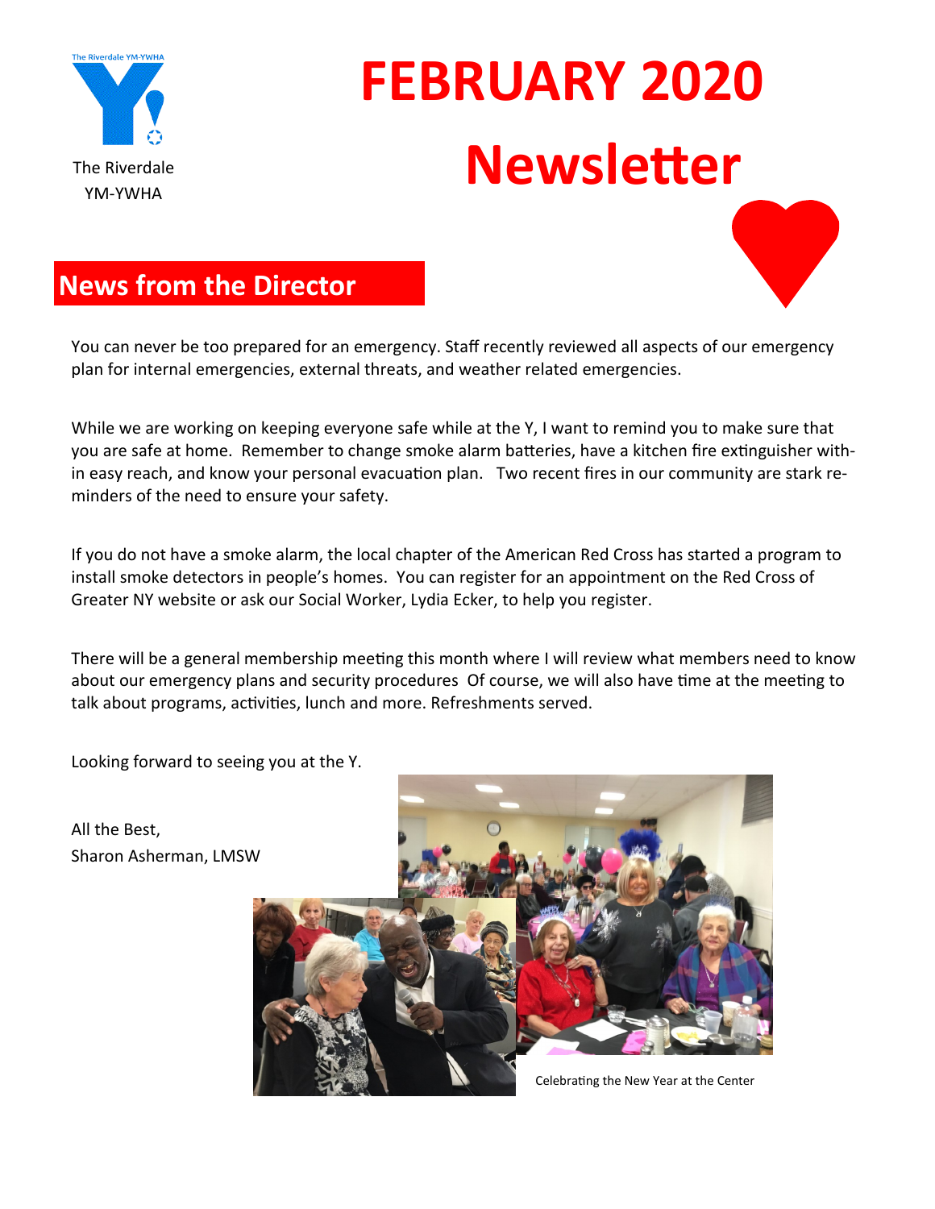The Riverdale YM-YWHA

# FEBRUARY 2020 Newsletter

## News from the Director

You can never be too prepared for an emergency. Staff recently reviewed all aspects of our emergency plan for internal emergencies, external threats, and weather related emergencies.

While we are working on keeping everyone safe while at the Y, I want to remind you to make sure that you are safe at home. Remember to change smoke alarm batteries, have a kitchen fire extinguisher within easy reach, and know your personal evacuation plan. Two recent fires in our community are stark reminders of the need to ensure your safety.

If you do not have a smoke alarm, the local chapter of the American Red Cross has started a program to install smoke detectors in people's homes. You can register for an appointment on the Red Cross of Greater NY website or ask our Social Worker, Lydia Ecker, to help you register.

There will be a general membership meeting this month where I will review what members need to know about our emergency plans and security procedures Of course, we will also have time at the meeting to talk about programs, activities, lunch and more. Refreshments served.

Looking forward to seeing you at the Y.

All the Best,
Sharon Asherman, LMSW

Celebrating the New Year at the Center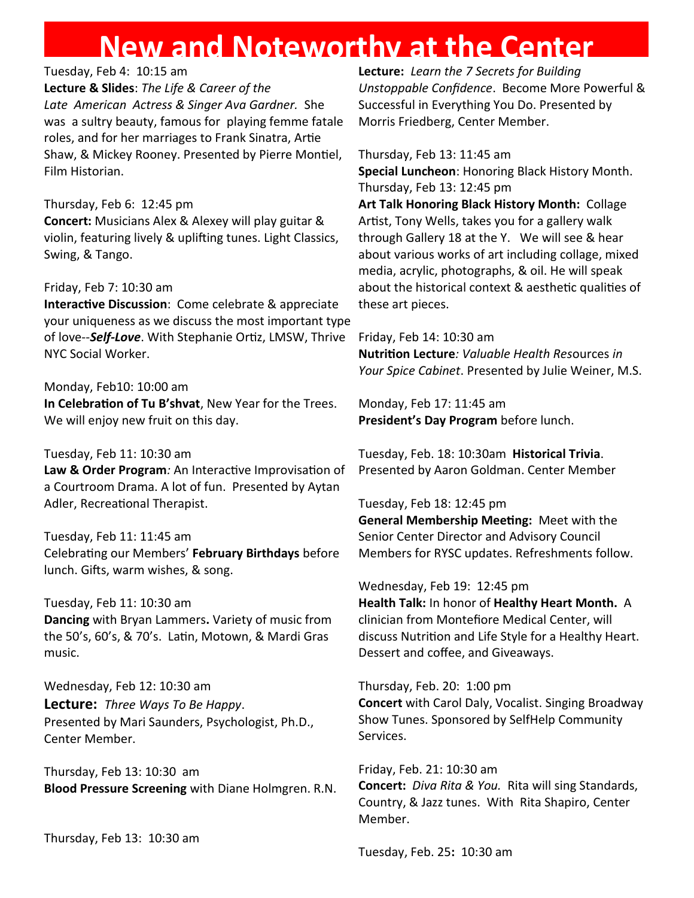# New and Noteworthy at the Center

Tuesday, Feb 4: 10:15 am
**Lecture & Slides**: *The Life & Career of the Late American Actress & Singer Ava Gardner.* She was a sultry beauty, famous for playing femme fatale roles, and for her marriages to Frank Sinatra, Artie Shaw, & Mickey Rooney. Presented by Pierre Montiel, Film Historian.

Thursday, Feb 6: 12:45 pm
**Concert:** Musicians Alex & Alexey will play guitar & violin, featuring lively & uplifting tunes. Light Classics, Swing, & Tango.

Friday, Feb 7: 10:30 am
**Interactive Discussion**: Come celebrate & appreciate your uniqueness as we discuss the most important type of love--***Self-Love***. With Stephanie Ortiz, LMSW, Thrive NYC Social Worker.

Monday, Feb10: 10:00 am
**In Celebration of Tu B'shvat**, New Year for the Trees. We will enjoy new fruit on this day.

Tuesday, Feb 11: 10:30 am
**Law & Order Program***:* An Interactive Improvisation of a Courtroom Drama. A lot of fun. Presented by Aytan Adler, Recreational Therapist.

Tuesday, Feb 11: 11:45 am
Celebrating our Members' **February Birthdays** before lunch. Gifts, warm wishes, & song.

Tuesday, Feb 11: 10:30 am
**Dancing** with Bryan Lammers**.** Variety of music from the 50's, 60's, & 70's. Latin, Motown, & Mardi Gras music.

Wednesday, Feb 12: 10:30 am
**Lecture:** *Three Ways To Be Happy*. Presented by Mari Saunders, Psychologist, Ph.D., Center Member.

Thursday, Feb 13: 10:30 am
**Blood Pressure Screening** with Diane Holmgren. R.N.

Thursday, Feb 13: 10:30 am
**Lecture:** *Learn the 7 Secrets for Building Unstoppable Confidence*. Become More Powerful & Successful in Everything You Do. Presented by Morris Friedberg, Center Member.

Thursday, Feb 13: 11:45 am
**Special Luncheon**: Honoring Black History Month.

Thursday, Feb 13: 12:45 pm
**Art Talk Honoring Black History Month:** Collage Artist, Tony Wells, takes you for a gallery walk through Gallery 18 at the Y. We will see & hear about various works of art including collage, mixed media, acrylic, photographs, & oil. He will speak about the historical context & aesthetic qualities of these art pieces.

Friday, Feb 14: 10:30 am
**Nutrition Lecture***: Valuable Health Resources in Your Spice Cabinet*. Presented by Julie Weiner, M.S.

Monday, Feb 17: 11:45 am
**President's Day Program** before lunch.

Tuesday, Feb. 18: 10:30am **Historical Trivia**. Presented by Aaron Goldman. Center Member

Tuesday, Feb 18: 12:45 pm
**General Membership Meeting:** Meet with the Senior Center Director and Advisory Council Members for RYSC updates. Refreshments follow.

Wednesday, Feb 19: 12:45 pm
**Health Talk:** In honor of **Healthy Heart Month.** A clinician from Montefiore Medical Center, will discuss Nutrition and Life Style for a Healthy Heart. Dessert and coffee, and Giveaways.

Thursday, Feb. 20: 1:00 pm
**Concert** with Carol Daly, Vocalist. Singing Broadway Show Tunes. Sponsored by SelfHelp Community Services.

Friday, Feb. 21: 10:30 am
**Concert:** *Diva Rita & You.* Rita will sing Standards, Country, & Jazz tunes. With Rita Shapiro, Center Member.

Tuesday, Feb. 25**:** 10:30 am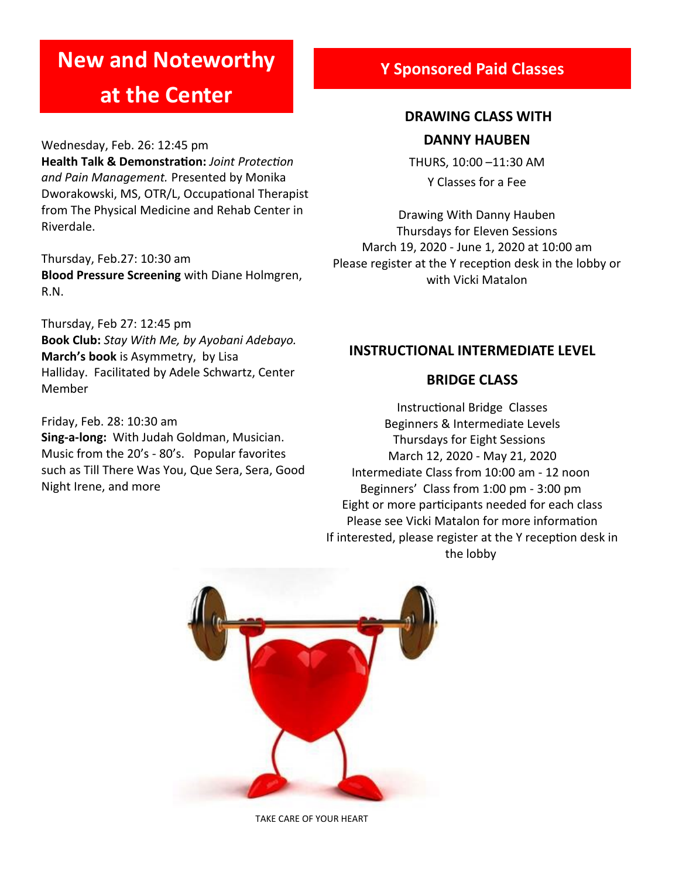# New and Noteworthy at the Center

Wednesday, Feb. 26: 12:45 pm
**Health Talk & Demonstration:** *Joint Protection and Pain Management.* Presented by Monika Dworakowski, MS, OTR/L, Occupational Therapist from The Physical Medicine and Rehab Center in Riverdale.

Thursday, Feb.27: 10:30 am
**Blood Pressure Screening** with Diane Holmgren, R.N.

Thursday, Feb 27: 12:45 pm
**Book Club:** *Stay With Me, by Ayobani Adebayo.* **March's book** is Asymmetry, by Lisa Halliday. Facilitated by Adele Schwartz, Center Member

Friday, Feb. 28: 10:30 am
**Sing-a-long:** With Judah Goldman, Musician. Music from the 20's - 80's. Popular favorites such as Till There Was You, Que Sera, Sera, Good Night Irene, and more

# Y Sponsored Paid Classes

## DRAWING CLASS WITH DANNY HAUBEN

THURS, 10:00 –11:30 AM
Y Classes for a Fee

Drawing With Danny Hauben
Thursdays for Eleven Sessions
March 19, 2020 - June 1, 2020 at 10:00 am
Please register at the Y reception desk in the lobby or with Vicki Matalon

## INSTRUCTIONAL INTERMEDIATE LEVEL BRIDGE CLASS

Instructional Bridge Classes
Beginners & Intermediate Levels
Thursdays for Eight Sessions
March 12, 2020 - May 21, 2020
Intermediate Class from 10:00 am - 12 noon
Beginners' Class from 1:00 pm - 3:00 pm
Eight or more participants needed for each class
Please see Vicki Matalon for more information
If interested, please register at the Y reception desk in the lobby

TAKE CARE OF YOUR HEART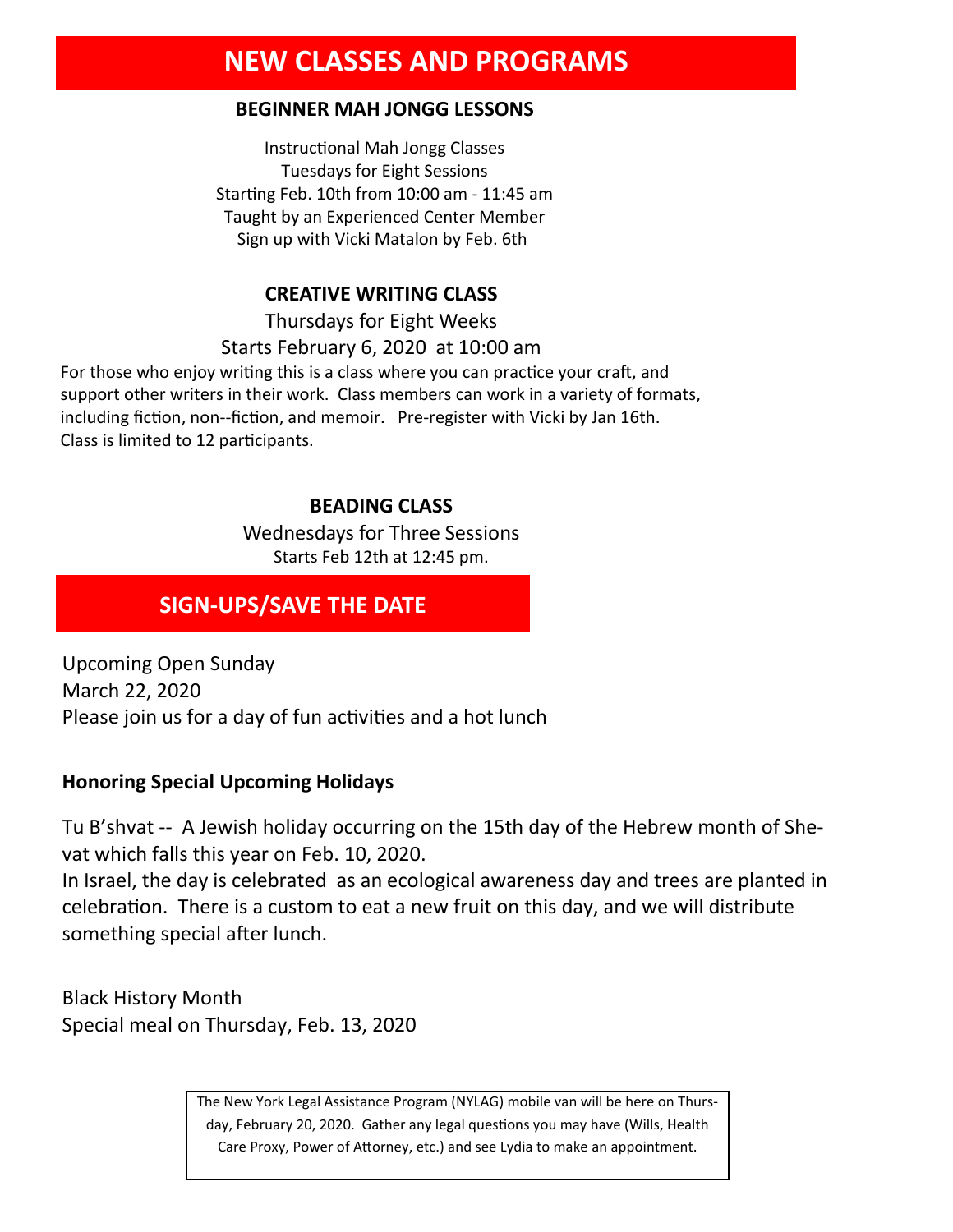# NEW CLASSES AND PROGRAMS

## BEGINNER MAH JONGG LESSONS

Instructional Mah Jongg Classes
Tuesdays for Eight Sessions
Starting Feb. 10th from 10:00 am - 11:45 am
Taught by an Experienced Center Member
Sign up with Vicki Matalon by Feb. 6th

## CREATIVE WRITING CLASS

Thursdays for Eight Weeks
Starts February 6, 2020 at 10:00 am

For those who enjoy writing this is a class where you can practice your craft, and support other writers in their work. Class members can work in a variety of formats, including fiction, non--fiction, and memoir. Pre-register with Vicki by Jan 16th. Class is limited to 12 participants.

## BEADING CLASS

Wednesdays for Three Sessions
Starts Feb 12th at 12:45 pm.

# SIGN-UPS/SAVE THE DATE

Upcoming Open Sunday
March 22, 2020
Please join us for a day of fun activities and a hot lunch

**Honoring Special Upcoming Holidays**

Tu B'shvat -- A Jewish holiday occurring on the 15th day of the Hebrew month of Shevat which falls this year on Feb. 10, 2020.
In Israel, the day is celebrated as an ecological awareness day and trees are planted in celebration. There is a custom to eat a new fruit on this day, and we will distribute something special after lunch.

Black History Month
Special meal on Thursday, Feb. 13, 2020

The New York Legal Assistance Program (NYLAG) mobile van will be here on Thursday, February 20, 2020. Gather any legal questions you may have (Wills, Health Care Proxy, Power of Attorney, etc.) and see Lydia to make an appointment.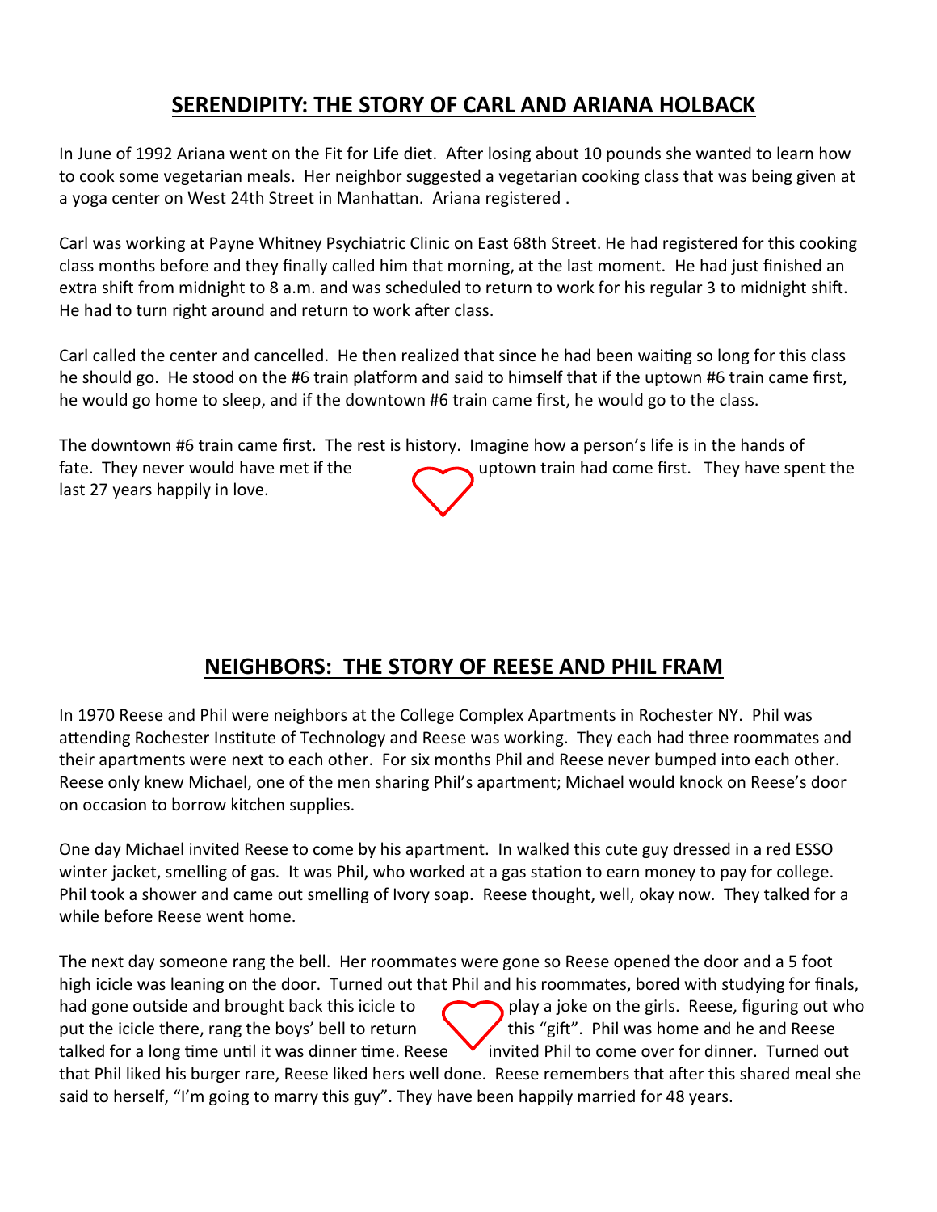## SERENDIPITY: THE STORY OF CARL AND ARIANA HOLBACK

In June of 1992 Ariana went on the Fit for Life diet. After losing about 10 pounds she wanted to learn how to cook some vegetarian meals. Her neighbor suggested a vegetarian cooking class that was being given at a yoga center on West 24th Street in Manhattan. Ariana registered .

Carl was working at Payne Whitney Psychiatric Clinic on East 68th Street. He had registered for this cooking class months before and they finally called him that morning, at the last moment. He had just finished an extra shift from midnight to 8 a.m. and was scheduled to return to work for his regular 3 to midnight shift. He had to turn right around and return to work after class.

Carl called the center and cancelled. He then realized that since he had been waiting so long for this class he should go. He stood on the #6 train platform and said to himself that if the uptown #6 train came first, he would go home to sleep, and if the downtown #6 train came first, he would go to the class.

The downtown #6 train came first. The rest is history. Imagine how a person's life is in the hands of fate. They never would have met if the uptown train had come first. They have spent the last 27 years happily in love.

## NEIGHBORS: THE STORY OF REESE AND PHIL FRAM

In 1970 Reese and Phil were neighbors at the College Complex Apartments in Rochester NY. Phil was attending Rochester Institute of Technology and Reese was working. They each had three roommates and their apartments were next to each other. For six months Phil and Reese never bumped into each other. Reese only knew Michael, one of the men sharing Phil's apartment; Michael would knock on Reese's door on occasion to borrow kitchen supplies.

One day Michael invited Reese to come by his apartment. In walked this cute guy dressed in a red ESSO winter jacket, smelling of gas. It was Phil, who worked at a gas station to earn money to pay for college. Phil took a shower and came out smelling of Ivory soap. Reese thought, well, okay now. They talked for a while before Reese went home.

The next day someone rang the bell. Her roommates were gone so Reese opened the door and a 5 foot high icicle was leaning on the door. Turned out that Phil and his roommates, bored with studying for finals, had gone outside and brought back this icicle to play a joke on the girls. Reese, figuring out who put the icicle there, rang the boys' bell to return this "gift". Phil was home and he and Reese talked for a long time until it was dinner time. Reese invited Phil to come over for dinner. Turned out that Phil liked his burger rare, Reese liked hers well done. Reese remembers that after this shared meal she said to herself, "I'm going to marry this guy". They have been happily married for 48 years.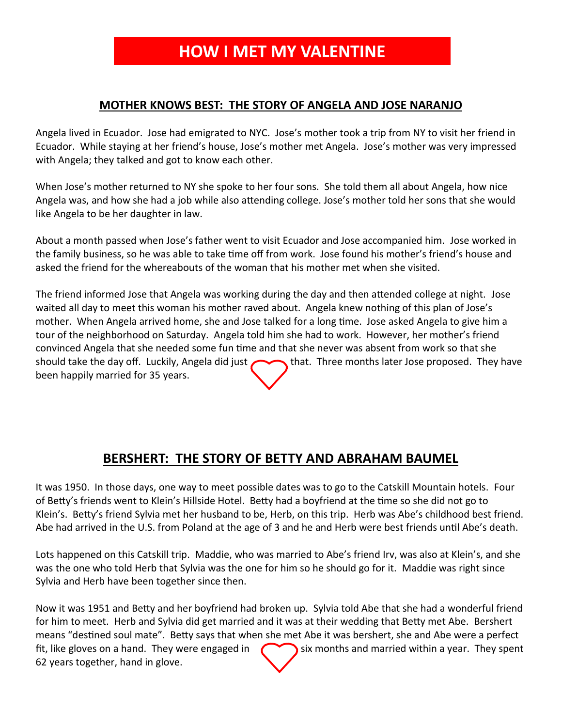# HOW I MET MY VALENTINE

## MOTHER KNOWS BEST: THE STORY OF ANGELA AND JOSE NARANJO

Angela lived in Ecuador. Jose had emigrated to NYC. Jose's mother took a trip from NY to visit her friend in Ecuador. While staying at her friend's house, Jose's mother met Angela. Jose's mother was very impressed with Angela; they talked and got to know each other.

When Jose's mother returned to NY she spoke to her four sons. She told them all about Angela, how nice Angela was, and how she had a job while also attending college. Jose's mother told her sons that she would like Angela to be her daughter in law.

About a month passed when Jose's father went to visit Ecuador and Jose accompanied him. Jose worked in the family business, so he was able to take time off from work. Jose found his mother's friend's house and asked the friend for the whereabouts of the woman that his mother met when she visited.

The friend informed Jose that Angela was working during the day and then attended college at night. Jose waited all day to meet this woman his mother raved about. Angela knew nothing of this plan of Jose's mother. When Angela arrived home, she and Jose talked for a long time. Jose asked Angela to give him a tour of the neighborhood on Saturday. Angela told him she had to work. However, her mother's friend convinced Angela that she needed some fun time and that she never was absent from work so that she should take the day off. Luckily, Angela did just that. Three months later Jose proposed. They have been happily married for 35 years.

## BERSHERT: THE STORY OF BETTY AND ABRAHAM BAUMEL

It was 1950. In those days, one way to meet possible dates was to go to the Catskill Mountain hotels. Four of Betty's friends went to Klein's Hillside Hotel. Betty had a boyfriend at the time so she did not go to Klein's. Betty's friend Sylvia met her husband to be, Herb, on this trip. Herb was Abe's childhood best friend. Abe had arrived in the U.S. from Poland at the age of 3 and he and Herb were best friends until Abe's death.

Lots happened on this Catskill trip. Maddie, who was married to Abe's friend Irv, was also at Klein's, and she was the one who told Herb that Sylvia was the one for him so he should go for it. Maddie was right since Sylvia and Herb have been together since then.

Now it was 1951 and Betty and her boyfriend had broken up. Sylvia told Abe that she had a wonderful friend for him to meet. Herb and Sylvia did get married and it was at their wedding that Betty met Abe. Bershert means "destined soul mate". Betty says that when she met Abe it was bershert, she and Abe were a perfect fit, like gloves on a hand. They were engaged in six months and married within a year. They spent 62 years together, hand in glove.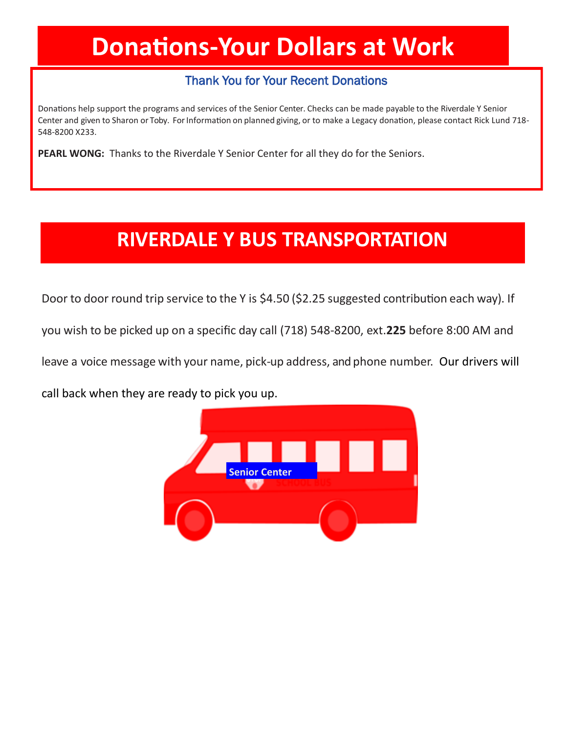# Donations-Your Dollars at Work

### Thank You for Your Recent Donations

Donations help support the programs and services of the Senior Center. Checks can be made payable to the Riverdale Y Senior Center and given to Sharon or Toby. For Information on planned giving, or to make a Legacy donation, please contact Rick Lund 718-548-8200 X233.

**PEARL WONG:** Thanks to the Riverdale Y Senior Center for all they do for the Seniors.

# RIVERDALE Y BUS TRANSPORTATION

Door to door round trip service to the Y is $4.50 ($2.25 suggested contribution each way). If you wish to be picked up on a specific day call (718) 548-8200, ext.**225** before 8:00 AM and leave a voice message with your name, pick-up address, and phone number. Our drivers will call back when they are ready to pick you up.

Senior Center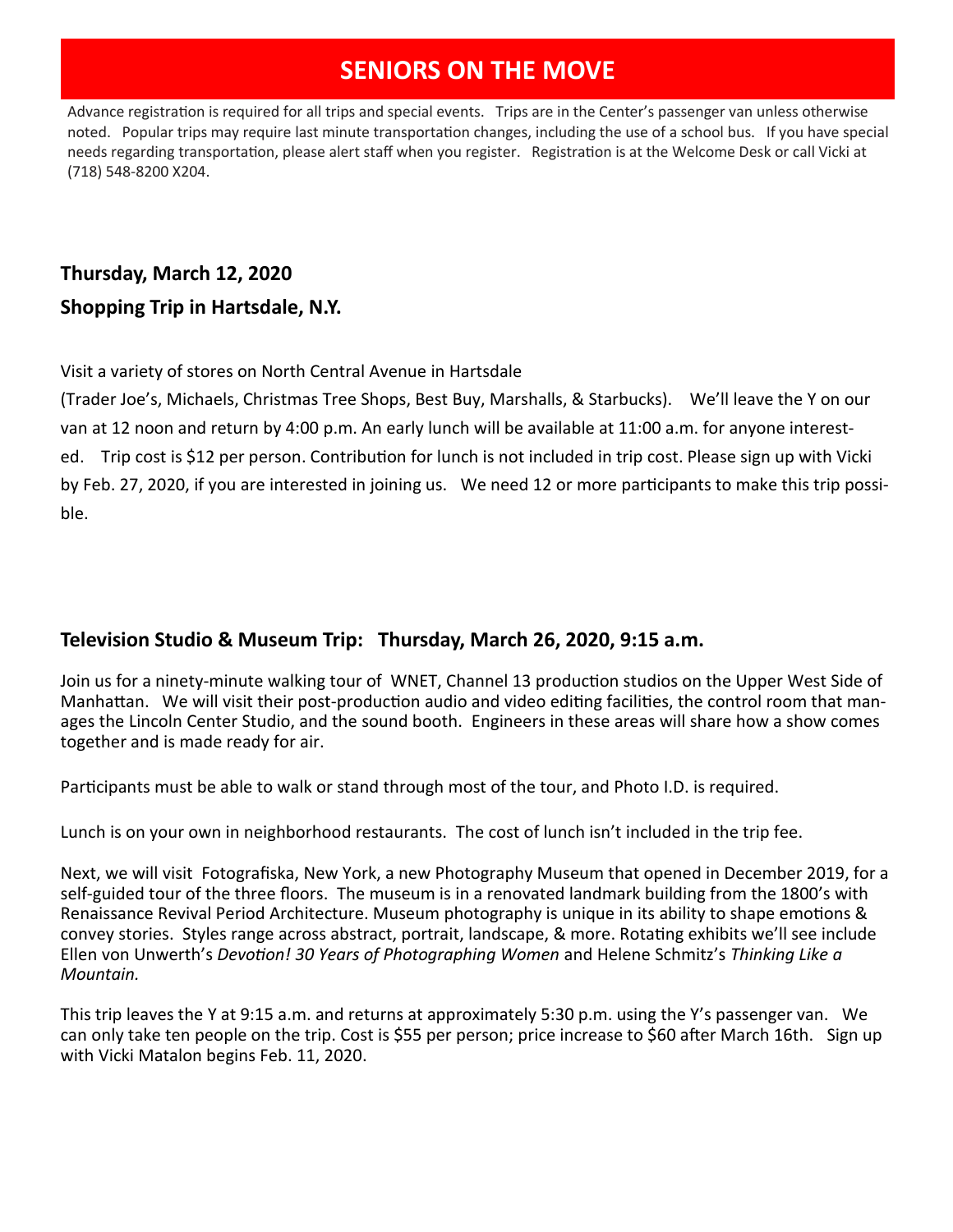# SENIORS ON THE MOVE

Advance registration is required for all trips and special events. Trips are in the Center's passenger van unless otherwise noted. Popular trips may require last minute transportation changes, including the use of a school bus. If you have special needs regarding transportation, please alert staff when you register. Registration is at the Welcome Desk or call Vicki at (718) 548-8200 X204.

### Thursday, March 12, 2020

### Shopping Trip in Hartsdale, N.Y.

Visit a variety of stores on North Central Avenue in Hartsdale (Trader Joe's, Michaels, Christmas Tree Shops, Best Buy, Marshalls, & Starbucks). We'll leave the Y on our van at 12 noon and return by 4:00 p.m. An early lunch will be available at 11:00 a.m. for anyone interested. Trip cost is $12 per person. Contribution for lunch is not included in trip cost. Please sign up with Vicki by Feb. 27, 2020, if you are interested in joining us. We need 12 or more participants to make this trip possible.

### Television Studio & Museum Trip: Thursday, March 26, 2020, 9:15 a.m.

Join us for a ninety-minute walking tour of WNET, Channel 13 production studios on the Upper West Side of Manhattan. We will visit their post-production audio and video editing facilities, the control room that manages the Lincoln Center Studio, and the sound booth. Engineers in these areas will share how a show comes together and is made ready for air.

Participants must be able to walk or stand through most of the tour, and Photo I.D. is required.

Lunch is on your own in neighborhood restaurants. The cost of lunch isn't included in the trip fee.

Next, we will visit Fotografiska, New York, a new Photography Museum that opened in December 2019, for a self-guided tour of the three floors. The museum is in a renovated landmark building from the 1800's with Renaissance Revival Period Architecture. Museum photography is unique in its ability to shape emotions & convey stories. Styles range across abstract, portrait, landscape, & more. Rotating exhibits we'll see include Ellen von Unwerth's *Devotion! 30 Years of Photographing Women* and Helene Schmitz's *Thinking Like a Mountain.*

This trip leaves the Y at 9:15 a.m. and returns at approximately 5:30 p.m. using the Y's passenger van. We can only take ten people on the trip. Cost is $55 per person; price increase to $60 after March 16th. Sign up with Vicki Matalon begins Feb. 11, 2020.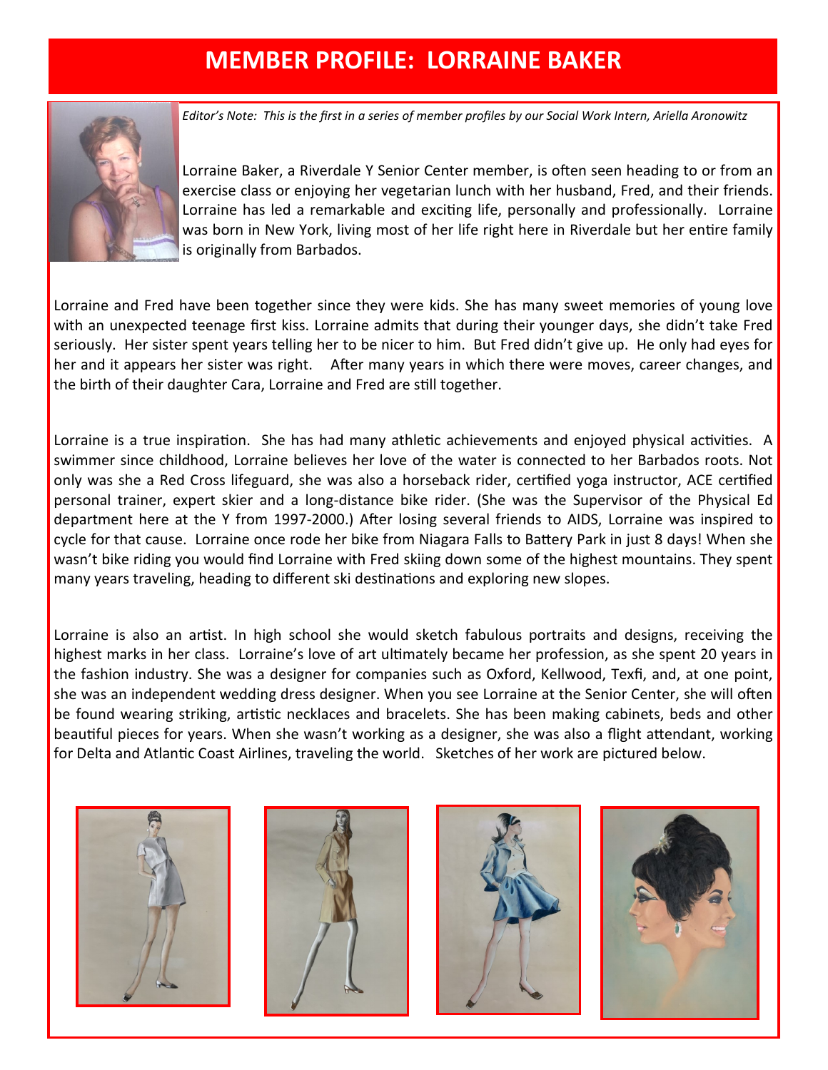# MEMBER PROFILE: LORRAINE BAKER

*Editor's Note: This is the first in a series of member profiles by our Social Work Intern, Ariella Aronowitz*

Lorraine Baker, a Riverdale Y Senior Center member, is often seen heading to or from an exercise class or enjoying her vegetarian lunch with her husband, Fred, and their friends. Lorraine has led a remarkable and exciting life, personally and professionally. Lorraine was born in New York, living most of her life right here in Riverdale but her entire family is originally from Barbados.

Lorraine and Fred have been together since they were kids. She has many sweet memories of young love with an unexpected teenage first kiss. Lorraine admits that during their younger days, she didn't take Fred seriously. Her sister spent years telling her to be nicer to him. But Fred didn't give up. He only had eyes for her and it appears her sister was right. After many years in which there were moves, career changes, and the birth of their daughter Cara, Lorraine and Fred are still together.

Lorraine is a true inspiration. She has had many athletic achievements and enjoyed physical activities. A swimmer since childhood, Lorraine believes her love of the water is connected to her Barbados roots. Not only was she a Red Cross lifeguard, she was also a horseback rider, certified yoga instructor, ACE certified personal trainer, expert skier and a long-distance bike rider. (She was the Supervisor of the Physical Ed department here at the Y from 1997-2000.) After losing several friends to AIDS, Lorraine was inspired to cycle for that cause. Lorraine once rode her bike from Niagara Falls to Battery Park in just 8 days! When she wasn't bike riding you would find Lorraine with Fred skiing down some of the highest mountains. They spent many years traveling, heading to different ski destinations and exploring new slopes.

Lorraine is also an artist. In high school she would sketch fabulous portraits and designs, receiving the highest marks in her class. Lorraine's love of art ultimately became her profession, as she spent 20 years in the fashion industry. She was a designer for companies such as Oxford, Kellwood, Texfi, and, at one point, she was an independent wedding dress designer. When you see Lorraine at the Senior Center, she will often be found wearing striking, artistic necklaces and bracelets. She has been making cabinets, beds and other beautiful pieces for years. When she wasn't working as a designer, she was also a flight attendant, working for Delta and Atlantic Coast Airlines, traveling the world. Sketches of her work are pictured below.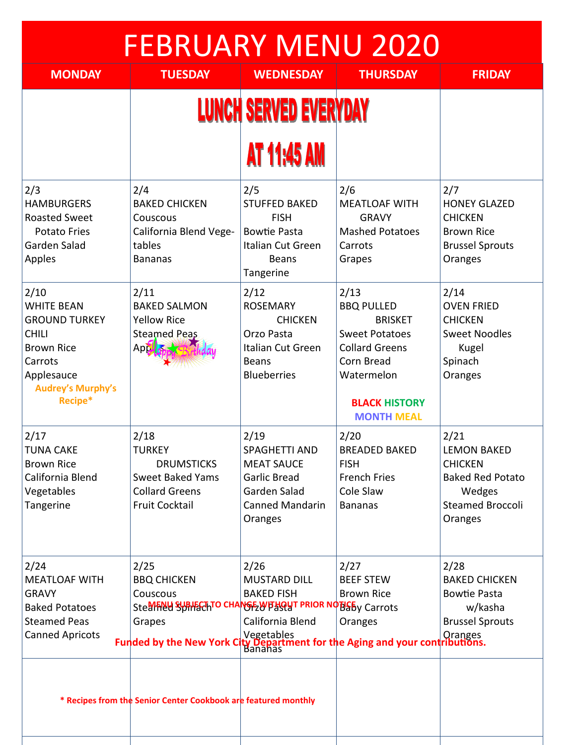# FEBRUARY MENU 2020

| MONDAY | TUESDAY | WEDNESDAY | THURSDAY | FRIDAY |
|---|---|---|---|---|
| | LUNCH SERVED EVERYDAY AT 11:45 AM | | | |
| 2/3<br>HAMBURGERS<br>Roasted Sweet Potato Fries<br>Garden Salad<br>Apples | 2/4<br>BAKED CHICKEN<br>Couscous<br>California Blend Vegetables<br>Bananas | 2/5<br>STUFFED BAKED FISH<br>Bowtie Pasta<br>Italian Cut Green Beans<br>Tangerine | 2/6<br>MEATLOAF WITH GRAVY<br>Mashed Potatoes<br>Carrots<br>Grapes | 2/7<br>HONEY GLAZED CHICKEN<br>Brown Rice<br>Brussel Sprouts<br>Oranges |
| 2/10<br>WHITE BEAN GROUND TURKEY CHILI<br>Brown Rice<br>Carrots<br>Applesauce<br>**Audrey's Murphy's Recipe***| 2/11<br>BAKED SALMON<br>Yellow Rice<br>Steamed Peas<br>Apples<br>Happy Birthday | 2/12<br>ROSEMARY CHICKEN<br>Orzo Pasta<br>Italian Cut Green Beans<br>Blueberries | 2/13<br>BBQ PULLED BRISKET<br>Sweet Potatoes<br>Collard Greens<br>Corn Bread<br>Watermelon<br>**BLACK HISTORY MONTH MEAL** | 2/14<br>OVEN FRIED CHICKEN<br>Sweet Noodles Kugel<br>Spinach<br>Oranges |
| 2/17<br>TUNA CAKE<br>Brown Rice<br>California Blend Vegetables<br>Tangerine | 2/18<br>TURKEY DRUMSTICKS<br>Sweet Baked Yams<br>Collard Greens<br>Fruit Cocktail | 2/19<br>SPAGHETTI AND MEAT SAUCE<br>Garlic Bread<br>Garden Salad<br>Canned Mandarin Oranges | 2/20<br>BREADED BAKED FISH<br>French Fries<br>Cole Slaw<br>Bananas | 2/21<br>LEMON BAKED CHICKEN<br>Baked Red Potato Wedges<br>Steamed Broccoli<br>Oranges |
| 2/24<br>MEATLOAF WITH GRAVY<br>Baked Potatoes<br>Steamed Peas<br>Canned Apricots | 2/25<br>BBQ CHICKEN<br>Couscous<br>Steamed Spinach<br>Grapes | 2/26<br>MUSTARD DILL BAKED FISH<br>Orzo Pasta<br>California Blend Vegetables<br>Bananas | 2/27<br>BEEF STEW<br>Brown Rice<br>Baby Carrots<br>Oranges | 2/28<br>BAKED CHICKEN<br>Bowtie Pasta w/kasha<br>Brussel Sprouts<br>Oranges |

**MENU SUBJECT TO CHANGE WITHOUT PRIOR NOTICE**

**Funded by the New York City Department for the Aging and your contributions.**

*** Recipes from the Senior Center Cookbook are featured monthly**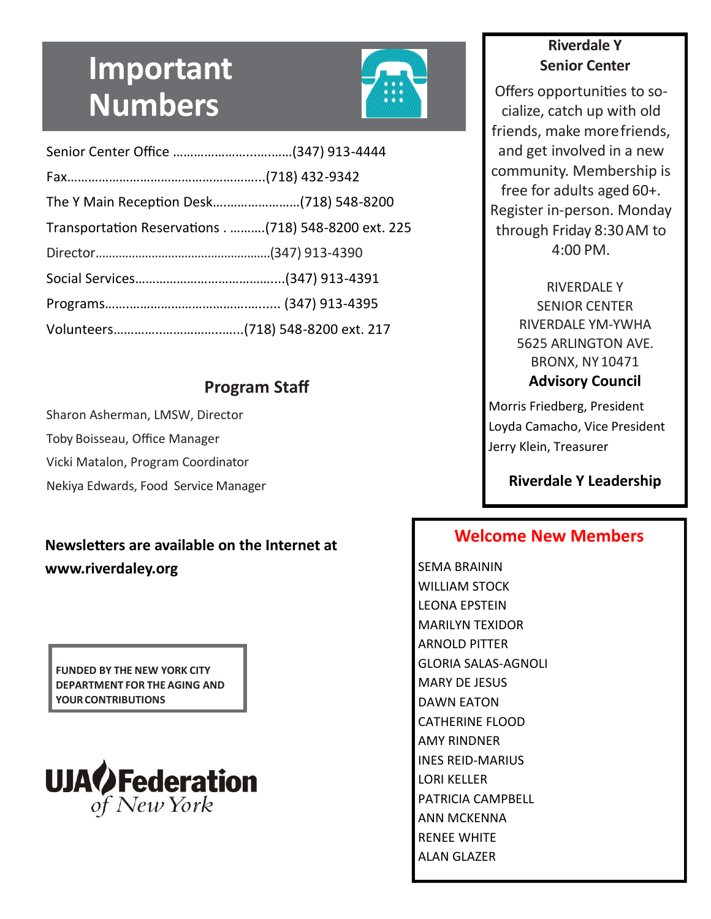# Important Numbers

Senior Center Office ……………………..………(347) 913-4444

Fax…………………………………………………..(718) 432-9342

The Y Main Reception Desk……………………(718) 548-8200

Transportation Reservations . ……….(718) 548-8200 ext. 225

Director……………………………………………(347) 913-4390

Social Services…………………………………...(347) 913-4391

Programs………………………………………..... (347) 913-4395

Volunteers……………..……………..…..(718) 548-8200 ext. 217

## Program Staff

Sharon Asherman, LMSW, Director

Toby Boisseau, Office Manager

Vicki Matalon, Program Coordinator

Nekiya Edwards, Food Service Manager

**Newsletters are available on the Internet at www.riverdaley.org**

**FUNDED BY THE NEW YORK CITY DEPARTMENT FOR THE AGING AND YOUR CONTRIBUTIONS**

UJA Federation of New York

## Riverdale Y Senior Center

Offers opportunities to socialize, catch up with old friends, make more friends, and get involved in a new community. Membership is free for adults aged 60+. Register in-person. Monday through Friday 8:30 AM to 4:00 PM.

RIVERDALE Y
SENIOR CENTER
RIVERDALE YM-YWHA
5625 ARLINGTON AVE.
BRONX, NY 10471

**Advisory Council**

Morris Friedberg, President
Loyda Camacho, Vice President
Jerry Klein, Treasurer

**Riverdale Y Leadership**

## Welcome New Members

SEMA BRAININ
WILLIAM STOCK
LEONA EPSTEIN
MARILYN TEXIDOR
ARNOLD PITTER
GLORIA SALAS-AGNOLI
MARY DE JESUS
DAWN EATON
CATHERINE FLOOD
AMY RINDNER
INES REID-MARIUS
LORI KELLER
PATRICIA CAMPBELL
ANN MCKENNA
RENEE WHITE
ALAN GLAZER